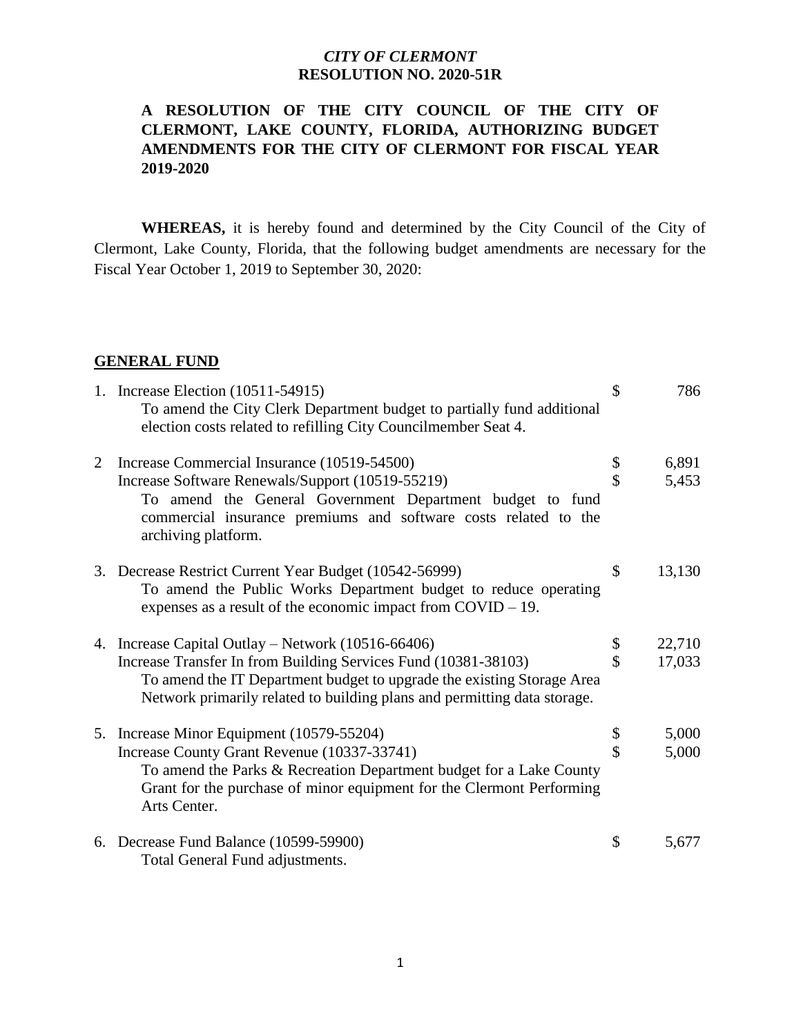*CITY OF CLERMONT*
**RESOLUTION NO. 2020-51R**

**A RESOLUTION OF THE CITY COUNCIL OF THE CITY OF CLERMONT, LAKE COUNTY, FLORIDA, AUTHORIZING BUDGET AMENDMENTS FOR THE CITY OF CLERMONT FOR FISCAL YEAR 2019-2020**

**WHEREAS,** it is hereby found and determined by the City Council of the City of Clermont, Lake County, Florida, that the following budget amendments are necessary for the Fiscal Year October 1, 2019 to September 30, 2020:

**GENERAL FUND**

| | | | |
|---|---|---|---|
| 1. | Increase Election (10511-54915)<br>To amend the City Clerk Department budget to partially fund additional election costs related to refilling City Councilmember Seat 4. | $ | 786 |
| 2 | Increase Commercial Insurance (10519-54500) | $ | 6,891 |
| | Increase Software Renewals/Support (10519-55219)<br>To amend the General Government Department budget to fund commercial insurance premiums and software costs related to the archiving platform. | $ | 5,453 |
| 3. | Decrease Restrict Current Year Budget (10542-56999)<br>To amend the Public Works Department budget to reduce operating expenses as a result of the economic impact from COVID – 19. | $ | 13,130 |
| 4. | Increase Capital Outlay – Network (10516-66406) | $ | 22,710 |
| | Increase Transfer In from Building Services Fund (10381-38103)<br>To amend the IT Department budget to upgrade the existing Storage Area Network primarily related to building plans and permitting data storage. | $ | 17,033 |
| 5. | Increase Minor Equipment (10579-55204) | $ | 5,000 |
| | Increase County Grant Revenue (10337-33741)<br>To amend the Parks & Recreation Department budget for a Lake County Grant for the purchase of minor equipment for the Clermont Performing Arts Center. | $ | 5,000 |
| 6. | Decrease Fund Balance (10599-59900)<br>Total General Fund adjustments. | $ | 5,677 |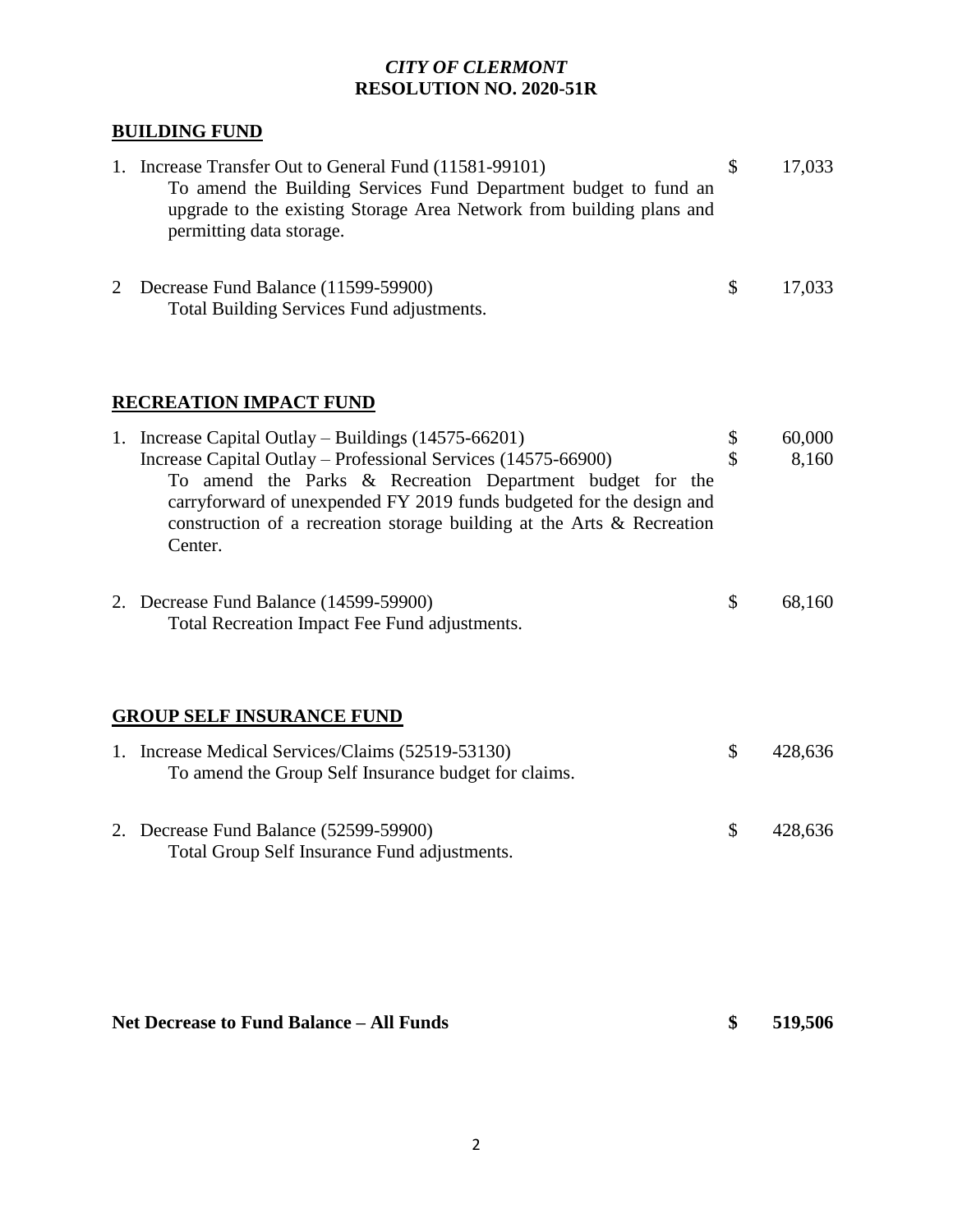*CITY OF CLERMONT*
**RESOLUTION NO. 2020-51R**

**BUILDING FUND**

| | | | |
|---|---|---|---|
| 1. | Increase Transfer Out to General Fund (11581-99101)<br>To amend the Building Services Fund Department budget to fund an upgrade to the existing Storage Area Network from building plans and permitting data storage. | $ | 17,033 |
| 2 | Decrease Fund Balance (11599-59900)<br>Total Building Services Fund adjustments. | $ | 17,033 |

**RECREATION IMPACT FUND**

| | | | |
|---|---|---|---|
| 1. | Increase Capital Outlay – Buildings (14575-66201)<br>Increase Capital Outlay – Professional Services (14575-66900)<br>To amend the Parks & Recreation Department budget for the carryforward of unexpended FY 2019 funds budgeted for the design and construction of a recreation storage building at the Arts & Recreation Center. | $<br>$ | 60,000<br>8,160 |
| 2. | Decrease Fund Balance (14599-59900)<br>Total Recreation Impact Fee Fund adjustments. | $ | 68,160 |

**GROUP SELF INSURANCE FUND**

| | | | |
|---|---|---|---|
| 1. | Increase Medical Services/Claims (52519-53130)<br>To amend the Group Self Insurance budget for claims. | $ | 428,636 |
| 2. | Decrease Fund Balance (52599-59900)<br>Total Group Self Insurance Fund adjustments. | $ | 428,636 |

| | | |
|---|---|---|
| **Net Decrease to Fund Balance – All Funds** | **$** | **519,506** |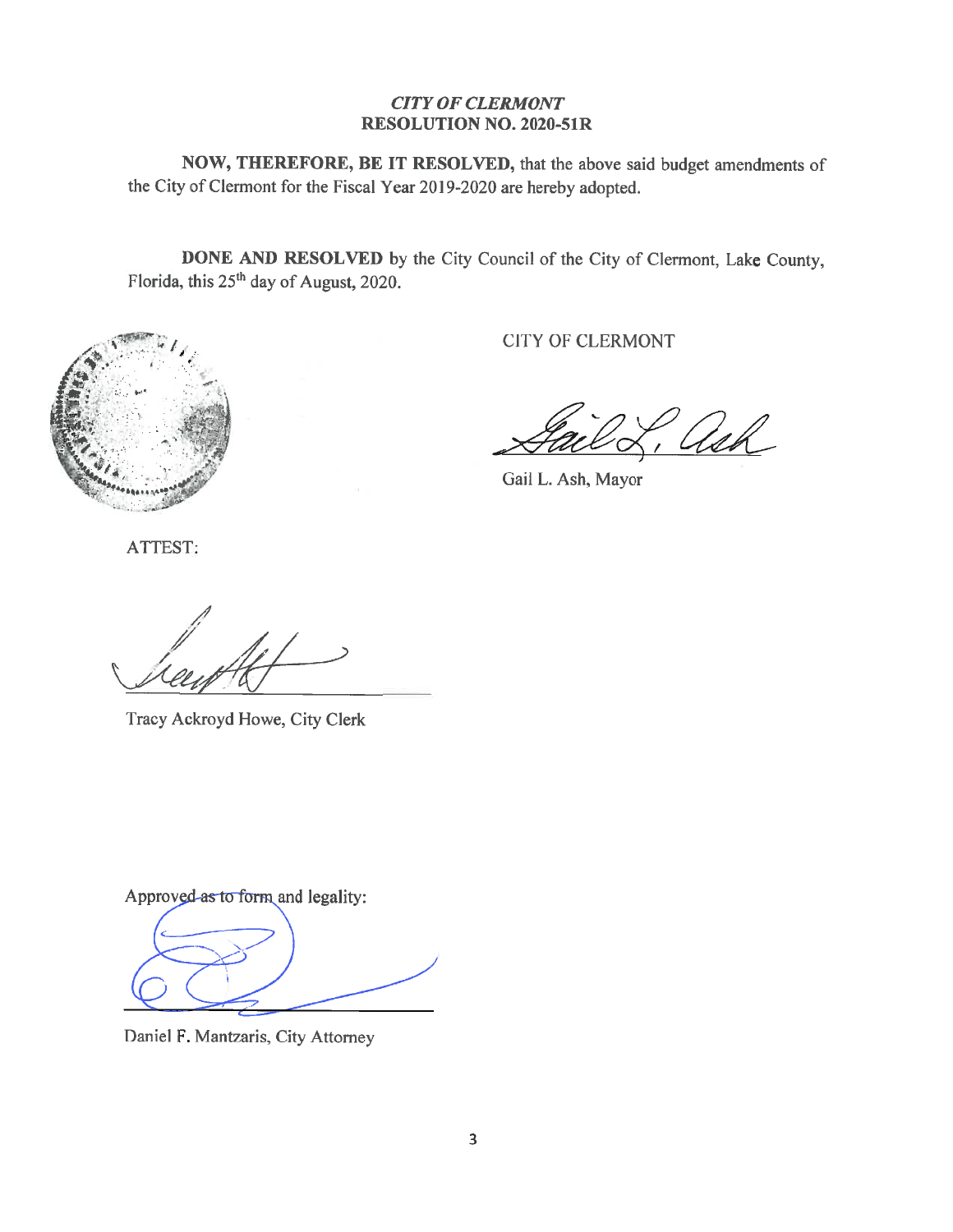***CITY OF CLERMONT***
**RESOLUTION NO. 2020-51R**

**NOW, THEREFORE, BE IT RESOLVED,** that the above said budget amendments of the City of Clermont for the Fiscal Year 2019-2020 are hereby adopted.

**DONE AND RESOLVED** by the City Council of the City of Clermont, Lake County, Florida, this 25th day of August, 2020.

CITY OF CLERMONT

Gail L. Ash, Mayor

ATTEST:

Tracy Ackroyd Howe, City Clerk

Approved as to form and legality:

Daniel F. Mantzaris, City Attorney